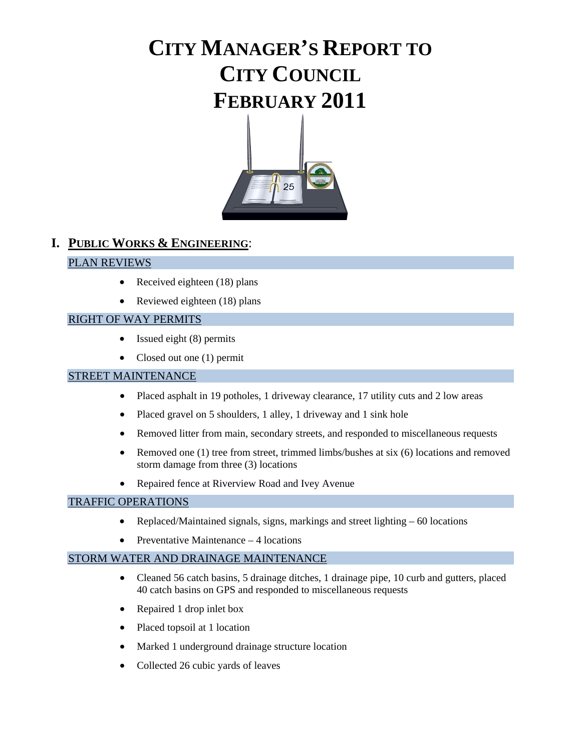# CITY MANAGER'S REPORT TO CITY COUNCIL FEBRUARY 2011

## I. PUBLIC WORKS & ENGINEERING:

### PLAN REVIEWS

- Received eighteen (18) plans
- Reviewed eighteen (18) plans

### RIGHT OF WAY PERMITS

- Issued eight (8) permits
- Closed out one (1) permit

### STREET MAINTENANCE

- Placed asphalt in 19 potholes, 1 driveway clearance, 17 utility cuts and 2 low areas
- Placed gravel on 5 shoulders, 1 alley, 1 driveway and 1 sink hole
- Removed litter from main, secondary streets, and responded to miscellaneous requests
- Removed one (1) tree from street, trimmed limbs/bushes at six (6) locations and removed storm damage from three (3) locations
- Repaired fence at Riverview Road and Ivey Avenue

### TRAFFIC OPERATIONS

- Replaced/Maintained signals, signs, markings and street lighting – 60 locations
- Preventative Maintenance – 4 locations

### STORM WATER AND DRAINAGE MAINTENANCE

- Cleaned 56 catch basins, 5 drainage ditches, 1 drainage pipe, 10 curb and gutters, placed 40 catch basins on GPS and responded to miscellaneous requests
- Repaired 1 drop inlet box
- Placed topsoil at 1 location
- Marked 1 underground drainage structure location
- Collected 26 cubic yards of leaves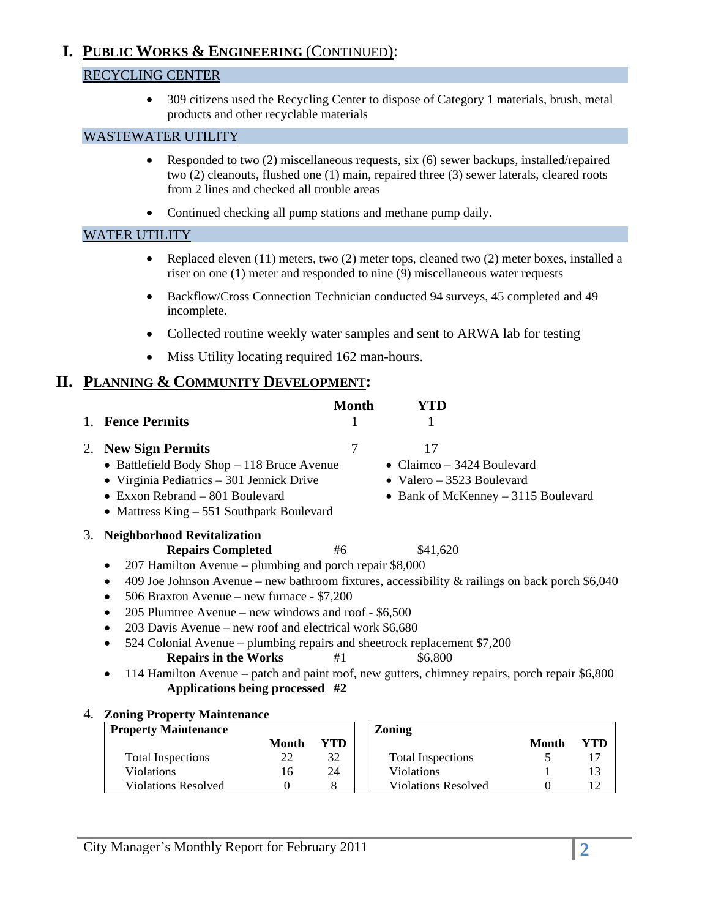# I. PUBLIC WORKS & ENGINEERING (CONTINUED):

### RECYCLING CENTER

- 309 citizens used the Recycling Center to dispose of Category 1 materials, brush, metal products and other recyclable materials

### WASTEWATER UTILITY

- Responded to two (2) miscellaneous requests, six (6) sewer backups, installed/repaired two (2) cleanouts, flushed one (1) main, repaired three (3) sewer laterals, cleared roots from 2 lines and checked all trouble areas
- Continued checking all pump stations and methane pump daily.

### WATER UTILITY

- Replaced eleven (11) meters, two (2) meter tops, cleaned two (2) meter boxes, installed a riser on one (1) meter and responded to nine (9) miscellaneous water requests
- Backflow/Cross Connection Technician conducted 94 surveys, 45 completed and 49 incomplete.
- Collected routine weekly water samples and sent to ARWA lab for testing
- Miss Utility locating required 162 man-hours.

# II. PLANNING & COMMUNITY DEVELOPMENT:

| | Month | YTD |
|---|---|---|
| 1. **Fence Permits** | 1 | 1 |
| 2. **New Sign Permits** | 7 | 17 |

- Battlefield Body Shop – 118 Bruce Avenue
- Virginia Pediatrics – 301 Jennick Drive
- Exxon Rebrand – 801 Boulevard
- Mattress King – 551 Southpark Boulevard
- Claimco – 3424 Boulevard
- Valero – 3523 Boulevard
- Bank of McKenney – 3115 Boulevard

3. **Neighborhood Revitalization**

**Repairs Completed** #6 $41,620

- 207 Hamilton Avenue – plumbing and porch repair $8,000
- 409 Joe Johnson Avenue – new bathroom fixtures, accessibility & railings on back porch $6,040
- 506 Braxton Avenue – new furnace - $7,200
- 205 Plumtree Avenue – new windows and roof - $6,500
- 203 Davis Avenue – new roof and electrical work $6,680
- 524 Colonial Avenue – plumbing repairs and sheetrock replacement $7,200

**Repairs in the Works** #1 $6,800

- 114 Hamilton Avenue – patch and paint roof, new gutters, chimney repairs, porch repair $6,800

**Applications being processed #2**

4. **Zoning Property Maintenance**

| Property Maintenance | Month | YTD |
|---|---|---|
| Total Inspections | 22 | 32 |
| Violations | 16 | 24 |
| Violations Resolved | 0 | 8 |

| Zoning | Month | YTD |
|---|---|---|
| Total Inspections | 5 | 17 |
| Violations | 1 | 13 |
| Violations Resolved | 0 | 12 |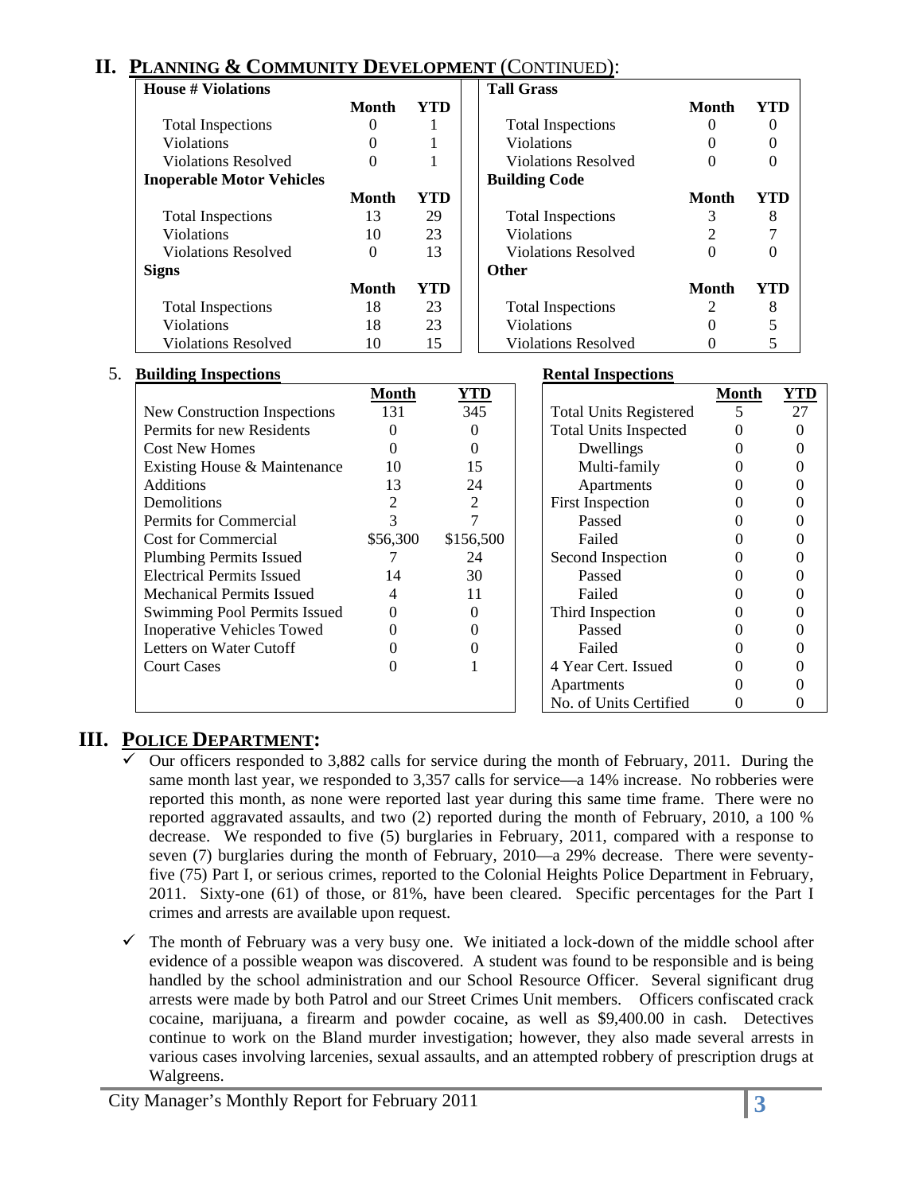## II. PLANNING & COMMUNITY DEVELOPMENT (CONTINUED):

| House # Violations | Month | YTD | Tall Grass | Month | YTD |
|---|---|---|---|---|---|
| Total Inspections | 0 | 1 | Total Inspections | 0 | 0 |
| Violations | 0 | 1 | Violations | 0 | 0 |
| Violations Resolved | 0 | 1 | Violations Resolved | 0 | 0 |
| **Inoperable Motor Vehicles** | **Month** | **YTD** | **Building Code** | **Month** | **YTD** |
| Total Inspections | 13 | 29 | Total Inspections | 3 | 8 |
| Violations | 10 | 23 | Violations | 2 | 7 |
| Violations Resolved | 0 | 13 | Violations Resolved | 0 | 0 |
| **Signs** | **Month** | **YTD** | **Other** | **Month** | **YTD** |
| Total Inspections | 18 | 23 | Total Inspections | 2 | 8 |
| Violations | 18 | 23 | Violations | 0 | 5 |
| Violations Resolved | 10 | 15 | Violations Resolved | 0 | 5 |

5. **Building Inspections**

| | Month | YTD |
|---|---|---|
| New Construction Inspections | 131 | 345 |
| Permits for new Residents | 0 | 0 |
| Cost New Homes | 0 | 0 |
| Existing House & Maintenance | 10 | 15 |
| Additions | 13 | 24 |
| Demolitions | 2 | 2 |
| Permits for Commercial | 3 | 7 |
| Cost for Commercial | $56,300 | $156,500 |
| Plumbing Permits Issued | 7 | 24 |
| Electrical Permits Issued | 14 | 30 |
| Mechanical Permits Issued | 4 | 11 |
| Swimming Pool Permits Issued | 0 | 0 |
| Inoperative Vehicles Towed | 0 | 0 |
| Letters on Water Cutoff | 0 | 0 |
| Court Cases | 0 | 1 |

**Rental Inspections**

| | Month | YTD |
|---|---|---|
| Total Units Registered | 5 | 27 |
| Total Units Inspected | 0 | 0 |
| Dwellings | 0 | 0 |
| Multi-family | 0 | 0 |
| Apartments | 0 | 0 |
| First Inspection | 0 | 0 |
| Passed | 0 | 0 |
| Failed | 0 | 0 |
| Second Inspection | 0 | 0 |
| Passed | 0 | 0 |
| Failed | 0 | 0 |
| Third Inspection | 0 | 0 |
| Passed | 0 | 0 |
| Failed | 0 | 0 |
| 4 Year Cert. Issued | 0 | 0 |
| Apartments | 0 | 0 |
| No. of Units Certified | 0 | 0 |

## III. POLICE DEPARTMENT:

- ✓ Our officers responded to 3,882 calls for service during the month of February, 2011. During the same month last year, we responded to 3,357 calls for service—a 14% increase. No robberies were reported this month, as none were reported last year during this same time frame. There were no reported aggravated assaults, and two (2) reported during the month of February, 2010, a 100 % decrease. We responded to five (5) burglaries in February, 2011, compared with a response to seven (7) burglaries during the month of February, 2010—a 29% decrease. There were seventy-five (75) Part I, or serious crimes, reported to the Colonial Heights Police Department in February, 2011. Sixty-one (61) of those, or 81%, have been cleared. Specific percentages for the Part I crimes and arrests are available upon request.
- ✓ The month of February was a very busy one. We initiated a lock-down of the middle school after evidence of a possible weapon was discovered. A student was found to be responsible and is being handled by the school administration and our School Resource Officer. Several significant drug arrests were made by both Patrol and our Street Crimes Unit members. Officers confiscated crack cocaine, marijuana, a firearm and powder cocaine, as well as $9,400.00 in cash. Detectives continue to work on the Bland murder investigation; however, they also made several arrests in various cases involving larcenies, sexual assaults, and an attempted robbery of prescription drugs at Walgreens.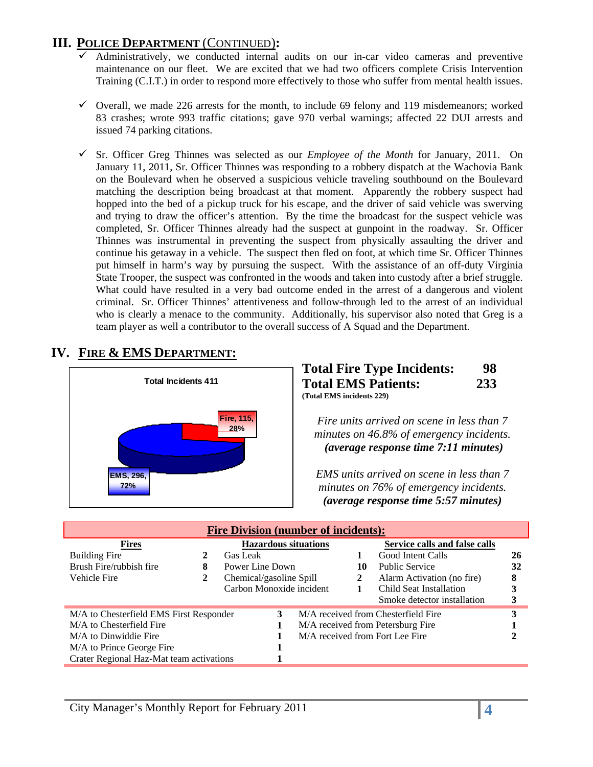## III. POLICE DEPARTMENT (CONTINUED):

- ✓ Administratively, we conducted internal audits on our in-car video cameras and preventive maintenance on our fleet. We are excited that we had two officers complete Crisis Intervention Training (C.I.T.) in order to respond more effectively to those who suffer from mental health issues.

- ✓ Overall, we made 226 arrests for the month, to include 69 felony and 119 misdemeanors; worked 83 crashes; wrote 993 traffic citations; gave 970 verbal warnings; affected 22 DUI arrests and issued 74 parking citations.

- ✓ Sr. Officer Greg Thinnes was selected as our *Employee of the Month* for January, 2011. On January 11, 2011, Sr. Officer Thinnes was responding to a robbery dispatch at the Wachovia Bank on the Boulevard when he observed a suspicious vehicle traveling southbound on the Boulevard matching the description being broadcast at that moment. Apparently the robbery suspect had hopped into the bed of a pickup truck for his escape, and the driver of said vehicle was swerving and trying to draw the officer's attention. By the time the broadcast for the suspect vehicle was completed, Sr. Officer Thinnes already had the suspect at gunpoint in the roadway. Sr. Officer Thinnes was instrumental in preventing the suspect from physically assaulting the driver and continue his getaway in a vehicle. The suspect then fled on foot, at which time Sr. Officer Thinnes put himself in harm's way by pursuing the suspect. With the assistance of an off-duty Virginia State Trooper, the suspect was confronted in the woods and taken into custody after a brief struggle. What could have resulted in a very bad outcome ended in the arrest of a dangerous and violent criminal. Sr. Officer Thinnes' attentiveness and follow-through led to the arrest of an individual who is clearly a menace to the community. Additionally, his supervisor also noted that Greg is a team player as well a contributor to the overall success of A Squad and the Department.

## IV. FIRE & EMS DEPARTMENT:

**Total Incidents 411**

- Fire, 115, 28%
- EMS, 296, 72%

**Total Fire Type Incidents: 98**
**Total EMS Patients: 233**
**(Total EMS incidents 229)**

*Fire units arrived on scene in less than 7 minutes on 46.8% of emergency incidents.* ***(average response time 7:11 minutes)***

*EMS units arrived on scene in less than 7 minutes on 76% of emergency incidents.* ***(average response time 5:57 minutes)***

**Fire Division (number of incidents):**

| Fires | | Hazardous situations | | Service calls and false calls | |
|---|---|---|---|---|---|
| Building Fire | 2 | Gas Leak | 1 | Good Intent Calls | 26 |
| Brush Fire/rubbish fire | 8 | Power Line Down | 10 | Public Service | 32 |
| Vehicle Fire | 2 | Chemical/gasoline Spill | 2 | Alarm Activation (no fire) | 8 |
| | | Carbon Monoxide incident | 1 | Child Seat Installation | 3 |
| | | | | Smoke detector installation | 3 |

| | | | |
|---|---|---|---|
| M/A to Chesterfield EMS First Responder | 3 | M/A received from Chesterfield Fire | 3 |
| M/A to Chesterfield Fire | 1 | M/A received from Petersburg Fire | 1 |
| M/A to Dinwiddie Fire | 1 | M/A received from Fort Lee Fire | 2 |
| M/A to Prince George Fire | 1 | | |
| Crater Regional Haz-Mat team activations | 1 | | |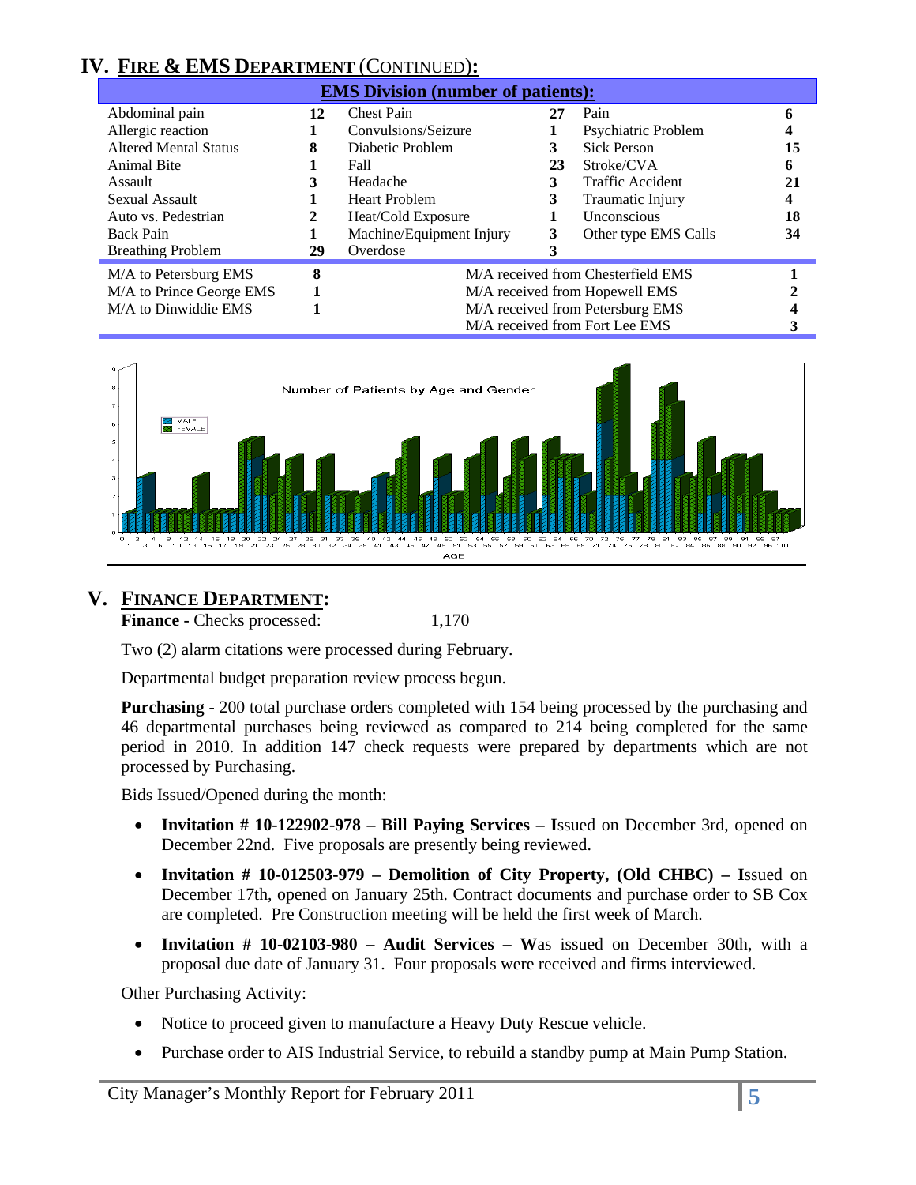## IV. FIRE & EMS DEPARTMENT (CONTINUED):

| EMS Division (number of patients): | | | | | |
|---|---|---|---|---|---|
| Abdominal pain | 12 | Chest Pain | 27 | Pain | 6 |
| Allergic reaction | 1 | Convulsions/Seizure | 1 | Psychiatric Problem | 4 |
| Altered Mental Status | 8 | Diabetic Problem | 3 | Sick Person | 15 |
| Animal Bite | 1 | Fall | 23 | Stroke/CVA | 6 |
| Assault | 3 | Headache | 3 | Traffic Accident | 21 |
| Sexual Assault | 1 | Heart Problem | 3 | Traumatic Injury | 4 |
| Auto vs. Pedestrian | 2 | Heat/Cold Exposure | 1 | Unconscious | 18 |
| Back Pain | 1 | Machine/Equipment Injury | 3 | Other type EMS Calls | 34 |
| Breathing Problem | 29 | Overdose | 3 | | |

| | | | |
|---|---|---|---|
| M/A to Petersburg EMS | 8 | M/A received from Chesterfield EMS | 1 |
| M/A to Prince George EMS | 1 | M/A received from Hopewell EMS | 2 |
| M/A to Dinwiddie EMS | 1 | M/A received from Petersburg EMS | 4 |
| | | M/A received from Fort Lee EMS | 3 |

## V. FINANCE DEPARTMENT:

**Finance** - Checks processed: 1,170

Two (2) alarm citations were processed during February.

Departmental budget preparation review process begun.

**Purchasing** - 200 total purchase orders completed with 154 being processed by the purchasing and 46 departmental purchases being reviewed as compared to 214 being completed for the same period in 2010. In addition 147 check requests were prepared by departments which are not processed by Purchasing.

Bids Issued/Opened during the month:

- **Invitation # 10-122902-978 – Bill Paying Services – I**ssued on December 3rd, opened on December 22nd. Five proposals are presently being reviewed.
- **Invitation # 10-012503-979 – Demolition of City Property, (Old CHBC) – I**ssued on December 17th, opened on January 25th. Contract documents and purchase order to SB Cox are completed. Pre Construction meeting will be held the first week of March.
- **Invitation # 10-02103-980 – Audit Services – W**as issued on December 30th, with a proposal due date of January 31. Four proposals were received and firms interviewed.

Other Purchasing Activity:

- Notice to proceed given to manufacture a Heavy Duty Rescue vehicle.
- Purchase order to AIS Industrial Service, to rebuild a standby pump at Main Pump Station.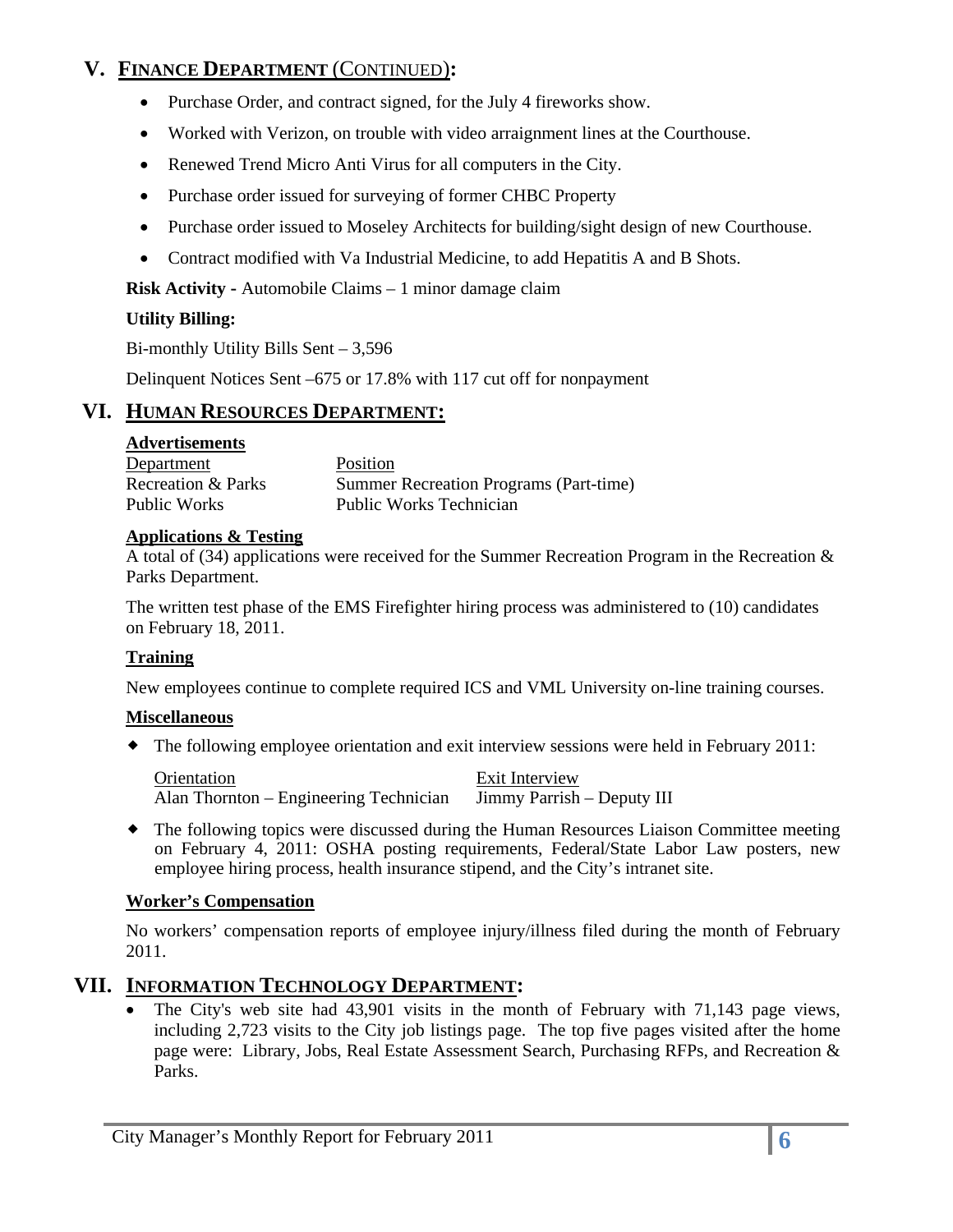## V. FINANCE DEPARTMENT (CONTINUED):

- Purchase Order, and contract signed, for the July 4 fireworks show.
- Worked with Verizon, on trouble with video arraignment lines at the Courthouse.
- Renewed Trend Micro Anti Virus for all computers in the City.
- Purchase order issued for surveying of former CHBC Property
- Purchase order issued to Moseley Architects for building/sight design of new Courthouse.
- Contract modified with Va Industrial Medicine, to add Hepatitis A and B Shots.

**Risk Activity -** Automobile Claims – 1 minor damage claim

**Utility Billing:**

Bi-monthly Utility Bills Sent – 3,596

Delinquent Notices Sent –675 or 17.8% with 117 cut off for nonpayment

## VI. HUMAN RESOURCES DEPARTMENT:

**Advertisements**

| Department | Position |
|---|---|
| Recreation & Parks | Summer Recreation Programs (Part-time) |
| Public Works | Public Works Technician |

**Applications & Testing**

A total of (34) applications were received for the Summer Recreation Program in the Recreation & Parks Department.

The written test phase of the EMS Firefighter hiring process was administered to (10) candidates on February 18, 2011.

**Training**

New employees continue to complete required ICS and VML University on-line training courses.

**Miscellaneous**

- The following employee orientation and exit interview sessions were held in February 2011:

| Orientation | Exit Interview |
|---|---|
| Alan Thornton – Engineering Technician | Jimmy Parrish – Deputy III |

- The following topics were discussed during the Human Resources Liaison Committee meeting on February 4, 2011: OSHA posting requirements, Federal/State Labor Law posters, new employee hiring process, health insurance stipend, and the City's intranet site.

**Worker's Compensation**

No workers' compensation reports of employee injury/illness filed during the month of February 2011.

## VII. INFORMATION TECHNOLOGY DEPARTMENT:

- The City's web site had 43,901 visits in the month of February with 71,143 page views, including 2,723 visits to the City job listings page. The top five pages visited after the home page were: Library, Jobs, Real Estate Assessment Search, Purchasing RFPs, and Recreation & Parks.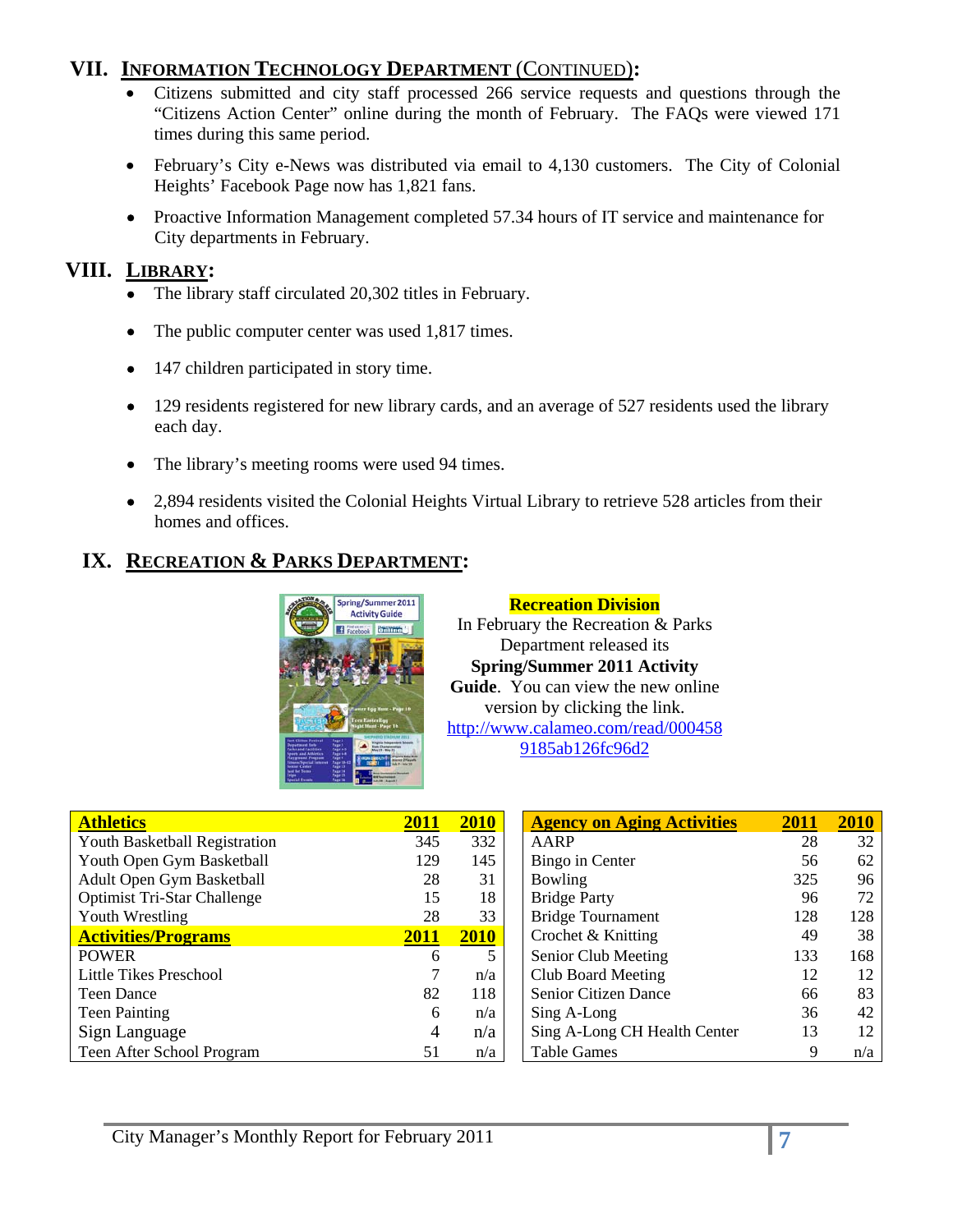## VII. INFORMATION TECHNOLOGY DEPARTMENT (CONTINUED):

- Citizens submitted and city staff processed 266 service requests and questions through the "Citizens Action Center" online during the month of February. The FAQs were viewed 171 times during this same period.
- February's City e-News was distributed via email to 4,130 customers. The City of Colonial Heights' Facebook Page now has 1,821 fans.
- Proactive Information Management completed 57.34 hours of IT service and maintenance for City departments in February.

## VIII. LIBRARY:

- The library staff circulated 20,302 titles in February.
- The public computer center was used 1,817 times.
- 147 children participated in story time.
- 129 residents registered for new library cards, and an average of 527 residents used the library each day.
- The library's meeting rooms were used 94 times.
- 2,894 residents visited the Colonial Heights Virtual Library to retrieve 528 articles from their homes and offices.

## IX. RECREATION & PARKS DEPARTMENT:

**Recreation Division**

In February the Recreation & Parks Department released its **Spring/Summer 2011 Activity Guide**. You can view the new online version by clicking the link. http://www.calameo.com/read/0004589185ab126fc96d2

| **Athletics** | **2011** | **2010** |
|---|---|---|
| Youth Basketball Registration | 345 | 332 |
| Youth Open Gym Basketball | 129 | 145 |
| Adult Open Gym Basketball | 28 | 31 |
| Optimist Tri-Star Challenge | 15 | 18 |
| Youth Wrestling | 28 | 33 |
| **Activities/Programs** | **2011** | **2010** |
| POWER | 6 | 5 |
| Little Tikes Preschool | 7 | n/a |
| Teen Dance | 82 | 118 |
| Teen Painting | 6 | n/a |
| Sign Language | 4 | n/a |
| Teen After School Program | 51 | n/a |

| **Agency on Aging Activities** | **2011** | **2010** |
|---|---|---|
| AARP | 28 | 32 |
| Bingo in Center | 56 | 62 |
| Bowling | 325 | 96 |
| Bridge Party | 96 | 72 |
| Bridge Tournament | 128 | 128 |
| Crochet & Knitting | 49 | 38 |
| Senior Club Meeting | 133 | 168 |
| Club Board Meeting | 12 | 12 |
| Senior Citizen Dance | 66 | 83 |
| Sing A-Long | 36 | 42 |
| Sing A-Long CH Health Center | 13 | 12 |
| Table Games | 9 | n/a |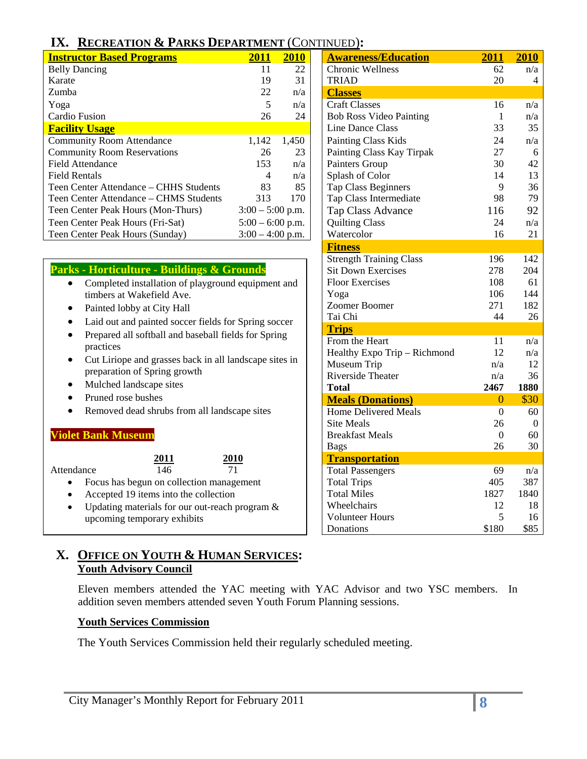## IX. RECREATION & PARKS DEPARTMENT (CONTINUED):

| Instructor Based Programs | 2011 | 2010 |
|---|---|---|
| Belly Dancing | 11 | 22 |
| Karate | 19 | 31 |
| Zumba | 22 | n/a |
| Yoga | 5 | n/a |
| Cardio Fusion | 26 | 24 |
| **Facility Usage** | | |
| Community Room Attendance | 1,142 | 1,450 |
| Community Room Reservations | 26 | 23 |
| Field Attendance | 153 | n/a |
| Field Rentals | 4 | n/a |
| Teen Center Attendance – CHHS Students | 83 | 85 |
| Teen Center Attendance – CHMS Students | 313 | 170 |
| Teen Center Peak Hours (Mon-Thurs) | 3:00 – 5:00 p.m. | |
| Teen Center Peak Hours (Fri-Sat) | 5:00 – 6:00 p.m. | |
| Teen Center Peak Hours (Sunday) | 3:00 – 4:00 p.m. | |

**Parks - Horticulture - Buildings & Grounds**

- Completed installation of playground equipment and timbers at Wakefield Ave.
- Painted lobby at City Hall
- Laid out and painted soccer fields for Spring soccer
- Prepared all softball and baseball fields for Spring practices
- Cut Liriope and grasses back in all landscape sites in preparation of Spring growth
- Mulched landscape sites
- Pruned rose bushes
- Removed dead shrubs from all landscape sites

**Violet Bank Museum**

| | 2011 | 2010 |
|---|---|---|
| Attendance | 146 | 71 |

- Focus has begun on collection management
- Accepted 19 items into the collection
- Updating materials for our out-reach program & upcoming temporary exhibits

| Awareness/Education | 2011 | 2010 |
|---|---|---|
| Chronic Wellness | 62 | n/a |
| TRIAD | 20 | 4 |
| **Classes** | | |
| Craft Classes | 16 | n/a |
| Bob Ross Video Painting | 1 | n/a |
| Line Dance Class | 33 | 35 |
| Painting Class Kids | 24 | n/a |
| Painting Class Kay Tirpak | 27 | 6 |
| Painters Group | 30 | 42 |
| Splash of Color | 14 | 13 |
| Tap Class Beginners | 9 | 36 |
| Tap Class Intermediate | 98 | 79 |
| Tap Class Advance | 116 | 92 |
| Quilting Class | 24 | n/a |
| Watercolor | 16 | 21 |
| **Fitness** | | |
| Strength Training Class | 196 | 142 |
| Sit Down Exercises | 278 | 204 |
| Floor Exercises | 108 | 61 |
| Yoga | 106 | 144 |
| Zoomer Boomer | 271 | 182 |
| Tai Chi | 44 | 26 |
| **Trips** | | |
| From the Heart | 11 | n/a |
| Healthy Expo Trip – Richmond | 12 | n/a |
| Museum Trip | n/a | 12 |
| Riverside Theater | n/a | 36 |
| **Total** | **2467** | **1880** |
| **Meals (Donations)** | 0 | $30 |
| Home Delivered Meals | 0 | 60 |
| Site Meals | 26 | 0 |
| Breakfast Meals | 0 | 60 |
| Bags | 26 | 30 |
| **Transportation** | | |
| Total Passengers | 69 | n/a |
| Total Trips | 405 | 387 |
| Total Miles | 1827 | 1840 |
| Wheelchairs | 12 | 18 |
| Volunteer Hours | 5 | 16 |
| Donations | $180 | $85 |

## X. OFFICE ON YOUTH & HUMAN SERVICES:

### Youth Advisory Council

Eleven members attended the YAC meeting with YAC Advisor and two YSC members. In addition seven members attended seven Youth Forum Planning sessions.

### Youth Services Commission

The Youth Services Commission held their regularly scheduled meeting.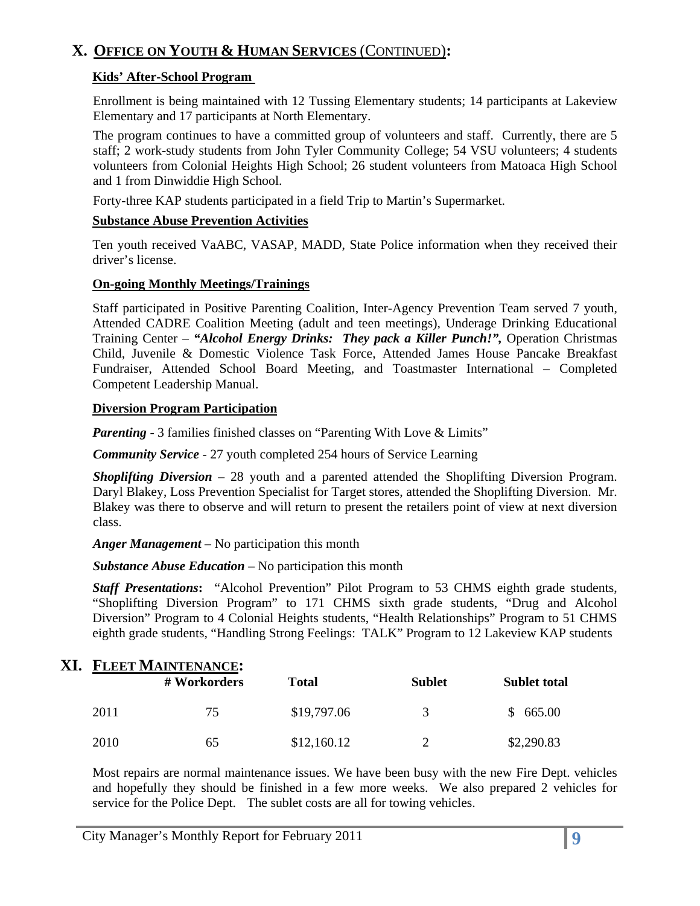## X. OFFICE ON YOUTH & HUMAN SERVICES (CONTINUED):

### Kids' After-School Program

Enrollment is being maintained with 12 Tussing Elementary students; 14 participants at Lakeview Elementary and 17 participants at North Elementary.

The program continues to have a committed group of volunteers and staff. Currently, there are 5 staff; 2 work-study students from John Tyler Community College; 54 VSU volunteers; 4 students volunteers from Colonial Heights High School; 26 student volunteers from Matoaca High School and 1 from Dinwiddie High School.

Forty-three KAP students participated in a field Trip to Martin's Supermarket.

### Substance Abuse Prevention Activities

Ten youth received VaABC, VASAP, MADD, State Police information when they received their driver's license.

### On-going Monthly Meetings/Trainings

Staff participated in Positive Parenting Coalition, Inter-Agency Prevention Team served 7 youth, Attended CADRE Coalition Meeting (adult and teen meetings), Underage Drinking Educational Training Center – ***"Alcohol Energy Drinks: They pack a Killer Punch!",*** Operation Christmas Child, Juvenile & Domestic Violence Task Force, Attended James House Pancake Breakfast Fundraiser, Attended School Board Meeting, and Toastmaster International – Completed Competent Leadership Manual.

### Diversion Program Participation

***Parenting*** - 3 families finished classes on "Parenting With Love & Limits"

***Community Service*** - 27 youth completed 254 hours of Service Learning

***Shoplifting Diversion*** – 28 youth and a parented attended the Shoplifting Diversion Program. Daryl Blakey, Loss Prevention Specialist for Target stores, attended the Shoplifting Diversion. Mr. Blakey was there to observe and will return to present the retailers point of view at next diversion class.

***Anger Management*** – No participation this month

***Substance Abuse Education*** – No participation this month

***Staff Presentations*****:** "Alcohol Prevention" Pilot Program to 53 CHMS eighth grade students, "Shoplifting Diversion Program" to 171 CHMS sixth grade students, "Drug and Alcohol Diversion" Program to 4 Colonial Heights students, "Health Relationships" Program to 51 CHMS eighth grade students, "Handling Strong Feelings: TALK" Program to 12 Lakeview KAP students

## XI. FLEET MAINTENANCE:

| | # Workorders | Total | Sublet | Sublet total |
|---|---|---|---|---|
| 2011 | 75 | $19,797.06 | 3 | $ 665.00 |
| 2010 | 65 | $12,160.12 | 2 | $2,290.83 |

Most repairs are normal maintenance issues. We have been busy with the new Fire Dept. vehicles and hopefully they should be finished in a few more weeks. We also prepared 2 vehicles for service for the Police Dept. The sublet costs are all for towing vehicles.